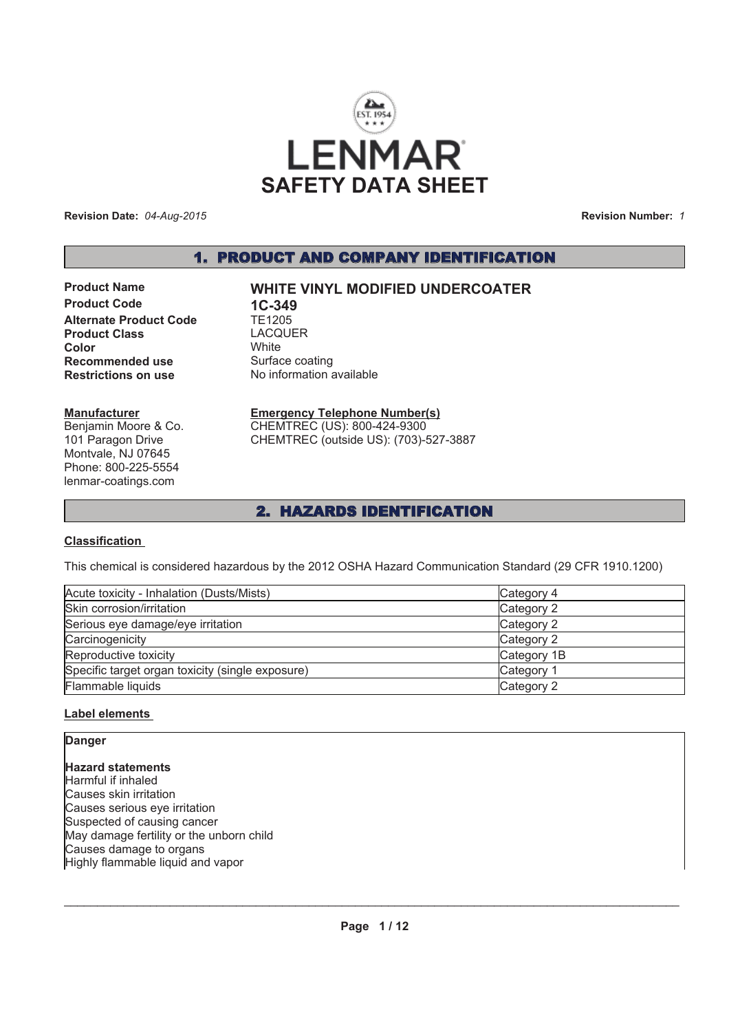# LENMAR

# SAFETY DATA SHEET

**Revision Date:** *04-Aug-2015* **Revision Number:** *1*

## 1. PRODUCT AND COMPANY IDENTIFICATION

| | |
|---|---|
| **Product Name** | **WHITE VINYL MODIFIED UNDERCOATER** |
| **Product Code** | **1C-349** |
| **Alternate Product Code** | TE1205 |
| **Product Class** | LACQUER |
| **Color** | White |
| **Recommended use** | Surface coating |
| **Restrictions on use** | No information available |

**Manufacturer**
Benjamin Moore & Co.
101 Paragon Drive
Montvale, NJ 07645
Phone: 800-225-5554
lenmar-coatings.com

**Emergency Telephone Number(s)**
CHEMTREC (US): 800-424-9300
CHEMTREC (outside US): (703)-527-3887

## 2. HAZARDS IDENTIFICATION

**Classification**

This chemical is considered hazardous by the 2012 OSHA Hazard Communication Standard (29 CFR 1910.1200)

| | |
|---|---|
| Acute toxicity - Inhalation (Dusts/Mists) | Category 4 |
| Skin corrosion/irritation | Category 2 |
| Serious eye damage/eye irritation | Category 2 |
| Carcinogenicity | Category 2 |
| Reproductive toxicity | Category 1B |
| Specific target organ toxicity (single exposure) | Category 1 |
| Flammable liquids | Category 2 |

**Label elements**

**Danger**

**Hazard statements**
Harmful if inhaled
Causes skin irritation
Causes serious eye irritation
Suspected of causing cancer
May damage fertility or the unborn child
Causes damage to organs
Highly flammable liquid and vapor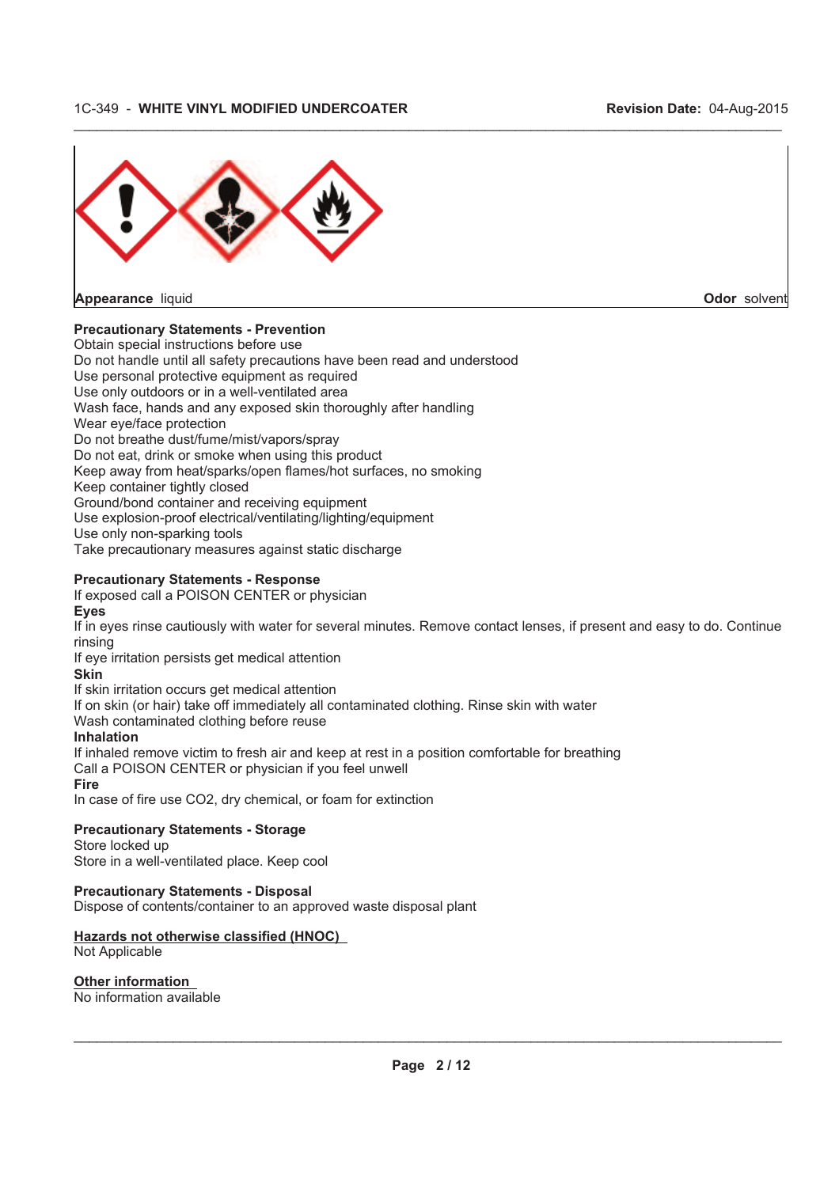**Appearance** liquid

**Odor** solvent

**Precautionary Statements - Prevention**

Obtain special instructions before use
Do not handle until all safety precautions have been read and understood
Use personal protective equipment as required
Use only outdoors or in a well-ventilated area
Wash face, hands and any exposed skin thoroughly after handling
Wear eye/face protection
Do not breathe dust/fume/mist/vapors/spray
Do not eat, drink or smoke when using this product
Keep away from heat/sparks/open flames/hot surfaces, no smoking
Keep container tightly closed
Ground/bond container and receiving equipment
Use explosion-proof electrical/ventilating/lighting/equipment
Use only non-sparking tools
Take precautionary measures against static discharge

**Precautionary Statements - Response**

If exposed call a POISON CENTER or physician

**Eyes**

If in eyes rinse cautiously with water for several minutes. Remove contact lenses, if present and easy to do. Continue rinsing
If eye irritation persists get medical attention

**Skin**

If skin irritation occurs get medical attention
If on skin (or hair) take off immediately all contaminated clothing. Rinse skin with water
Wash contaminated clothing before reuse

**Inhalation**

If inhaled remove victim to fresh air and keep at rest in a position comfortable for breathing
Call a POISON CENTER or physician if you feel unwell

**Fire**

In case of fire use $CO_2$, dry chemical, or foam for extinction

**Precautionary Statements - Storage**

Store locked up
Store in a well-ventilated place. Keep cool

**Precautionary Statements - Disposal**

Dispose of contents/container to an approved waste disposal plant

**Hazards not otherwise classified (HNOC)**

Not Applicable

**Other information**

No information available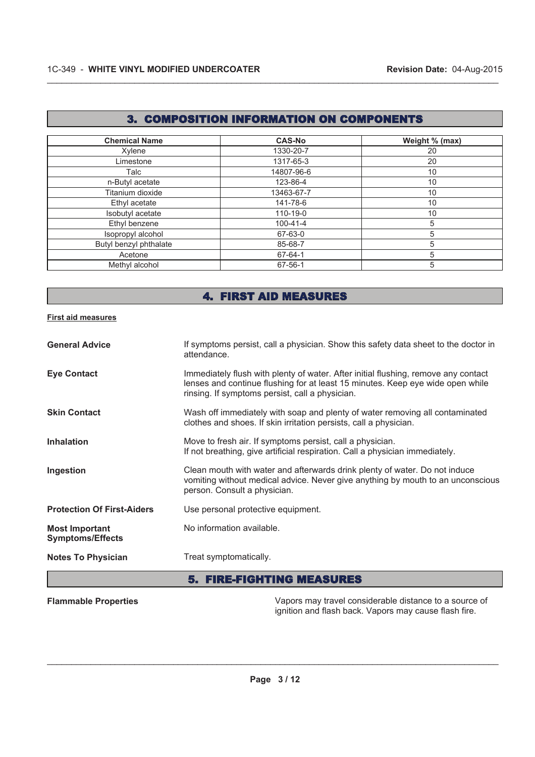## 3. COMPOSITION INFORMATION ON COMPONENTS

| Chemical Name | CAS-No | Weight % (max) |
|---|---|---|
| Xylene | 1330-20-7 | 20 |
| Limestone | 1317-65-3 | 20 |
| Talc | 14807-96-6 | 10 |
| n-Butyl acetate | 123-86-4 | 10 |
| Titanium dioxide | 13463-67-7 | 10 |
| Ethyl acetate | 141-78-6 | 10 |
| Isobutyl acetate | 110-19-0 | 10 |
| Ethyl benzene | 100-41-4 | 5 |
| Isopropyl alcohol | 67-63-0 | 5 |
| Butyl benzyl phthalate | 85-68-7 | 5 |
| Acetone | 67-64-1 | 5 |
| Methyl alcohol | 67-56-1 | 5 |

## 4. FIRST AID MEASURES

**First aid measures**

**General Advice**
If symptoms persist, call a physician. Show this safety data sheet to the doctor in attendance.

**Eye Contact**
Immediately flush with plenty of water. After initial flushing, remove any contact lenses and continue flushing for at least 15 minutes. Keep eye wide open while rinsing. If symptoms persist, call a physician.

**Skin Contact**
Wash off immediately with soap and plenty of water removing all contaminated clothes and shoes. If skin irritation persists, call a physician.

**Inhalation**
Move to fresh air. If symptoms persist, call a physician.
If not breathing, give artificial respiration. Call a physician immediately.

**Ingestion**
Clean mouth with water and afterwards drink plenty of water. Do not induce vomiting without medical advice. Never give anything by mouth to an unconscious person. Consult a physician.

**Protection Of First-Aiders**
Use personal protective equipment.

**Most Important Symptoms/Effects**
No information available.

**Notes To Physician**
Treat symptomatically.

## 5. FIRE-FIGHTING MEASURES

**Flammable Properties**
Vapors may travel considerable distance to a source of ignition and flash back. Vapors may cause flash fire.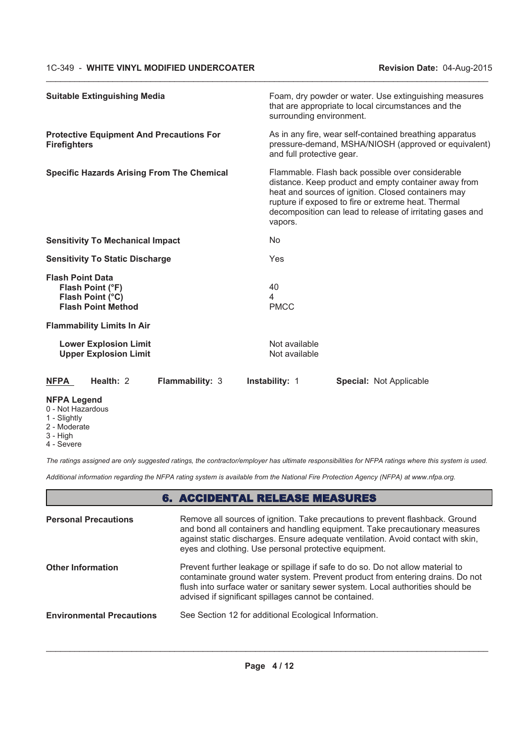**Suitable Extinguishing Media** — Foam, dry powder or water. Use extinguishing measures that are appropriate to local circumstances and the surrounding environment.

**Protective Equipment And Precautions For Firefighters** — As in any fire, wear self-contained breathing apparatus pressure-demand, MSHA/NIOSH (approved or equivalent) and full protective gear.

**Specific Hazards Arising From The Chemical** — Flammable. Flash back possible over considerable distance. Keep product and empty container away from heat and sources of ignition. Closed containers may rupture if exposed to fire or extreme heat. Thermal decomposition can lead to release of irritating gases and vapors.

**Sensitivity To Mechanical Impact** — No

**Sensitivity To Static Discharge** — Yes

**Flash Point Data**

| | |
|---|---|
| **Flash Point (°F)** | 40 |
| **Flash Point (°C)** | 4 |
| **Flash Point Method** | PMCC |

**Flammability Limits In Air**

| | |
|---|---|
| **Lower Explosion Limit** | Not available |
| **Upper Explosion Limit** | Not available |

| **NFPA** | **Health:** 2 | **Flammability:** 3 | **Instability:** 1 | **Special:** Not Applicable |
|---|---|---|---|---|

**NFPA Legend**
0 - Not Hazardous
1 - Slightly
2 - Moderate
3 - High
4 - Severe

*The ratings assigned are only suggested ratings, the contractor/employer has ultimate responsibilities for NFPA ratings where this system is used.*

*Additional information regarding the NFPA rating system is available from the National Fire Protection Agency (NFPA) at www.nfpa.org.*

## 6. ACCIDENTAL RELEASE MEASURES

**Personal Precautions** — Remove all sources of ignition. Take precautions to prevent flashback. Ground and bond all containers and handling equipment. Take precautionary measures against static discharges. Ensure adequate ventilation. Avoid contact with skin, eyes and clothing. Use personal protective equipment.

**Other Information** — Prevent further leakage or spillage if safe to do so. Do not allow material to contaminate ground water system. Prevent product from entering drains. Do not flush into surface water or sanitary sewer system. Local authorities should be advised if significant spillages cannot be contained.

**Environmental Precautions** — See Section 12 for additional Ecological Information.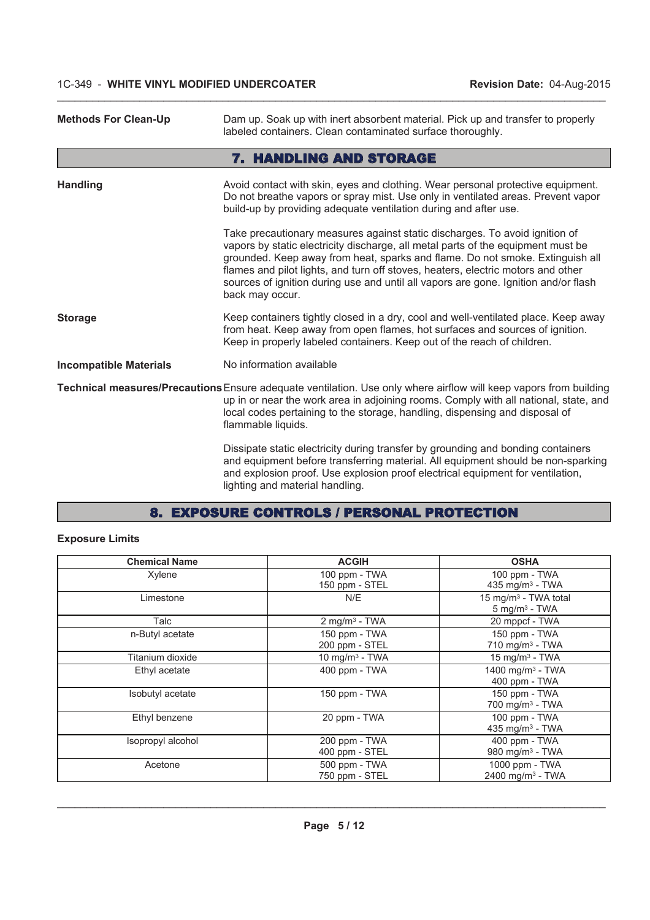**Methods For Clean-Up** Dam up. Soak up with inert absorbent material. Pick up and transfer to properly labeled containers. Clean contaminated surface thoroughly.

## 7. HANDLING AND STORAGE

**Handling** Avoid contact with skin, eyes and clothing. Wear personal protective equipment. Do not breathe vapors or spray mist. Use only in ventilated areas. Prevent vapor build-up by providing adequate ventilation during and after use.

Take precautionary measures against static discharges. To avoid ignition of vapors by static electricity discharge, all metal parts of the equipment must be grounded. Keep away from heat, sparks and flame. Do not smoke. Extinguish all flames and pilot lights, and turn off stoves, heaters, electric motors and other sources of ignition during use and until all vapors are gone. Ignition and/or flash back may occur.

**Storage** Keep containers tightly closed in a dry, cool and well-ventilated place. Keep away from heat. Keep away from open flames, hot surfaces and sources of ignition. Keep in properly labeled containers. Keep out of the reach of children.

**Incompatible Materials** No information available

**Technical measures/Precautions** Ensure adequate ventilation. Use only where airflow will keep vapors from building up in or near the work area in adjoining rooms. Comply with all national, state, and local codes pertaining to the storage, handling, dispensing and disposal of flammable liquids.

Dissipate static electricity during transfer by grounding and bonding containers and equipment before transferring material. All equipment should be non-sparking and explosion proof. Use explosion proof electrical equipment for ventilation, lighting and material handling.

## 8. EXPOSURE CONTROLS / PERSONAL PROTECTION

**Exposure Limits**

| Chemical Name | ACGIH | OSHA |
|---|---|---|
| Xylene | 100 ppm - TWA<br>150 ppm - STEL | 100 ppm - TWA<br>435 mg/m³ - TWA |
| Limestone | N/E | 15 mg/m³ - TWA total<br>5 mg/m³ - TWA |
| Talc | 2 mg/m³ - TWA | 20 mppcf - TWA |
| n-Butyl acetate | 150 ppm - TWA<br>200 ppm - STEL | 150 ppm - TWA<br>710 mg/m³ - TWA |
| Titanium dioxide | 10 mg/m³ - TWA | 15 mg/m³ - TWA |
| Ethyl acetate | 400 ppm - TWA | 1400 mg/m³ - TWA<br>400 ppm - TWA |
| Isobutyl acetate | 150 ppm - TWA | 150 ppm - TWA<br>700 mg/m³ - TWA |
| Ethyl benzene | 20 ppm - TWA | 100 ppm - TWA<br>435 mg/m³ - TWA |
| Isopropyl alcohol | 200 ppm - TWA<br>400 ppm - STEL | 400 ppm - TWA<br>980 mg/m³ - TWA |
| Acetone | 500 ppm - TWA<br>750 ppm - STEL | 1000 ppm - TWA<br>2400 mg/m³ - TWA |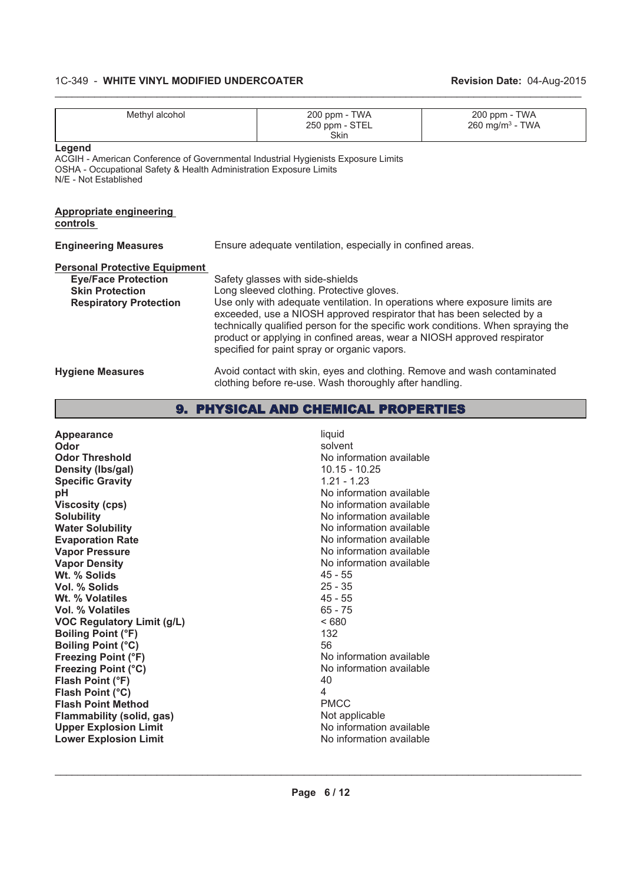| Methyl alcohol | 200 ppm - TWA<br>250 ppm - STEL<br>Skin | 200 ppm - TWA<br>260 mg/m³ - TWA |
|---|---|---|

**Legend**
ACGIH - American Conference of Governmental Industrial Hygienists Exposure Limits
OSHA - Occupational Safety & Health Administration Exposure Limits
N/E - Not Established

**Appropriate engineering controls**

**Engineering Measures** Ensure adequate ventilation, especially in confined areas.

**Personal Protective Equipment**

**Eye/Face Protection** Safety glasses with side-shields

**Skin Protection** Long sleeved clothing. Protective gloves.

**Respiratory Protection** Use only with adequate ventilation. In operations where exposure limits are exceeded, use a NIOSH approved respirator that has been selected by a technically qualified person for the specific work conditions. When spraying the product or applying in confined areas, wear a NIOSH approved respirator specified for paint spray or organic vapors.

**Hygiene Measures** Avoid contact with skin, eyes and clothing. Remove and wash contaminated clothing before re-use. Wash thoroughly after handling.

## 9. PHYSICAL AND CHEMICAL PROPERTIES

| | |
|---|---|
| **Appearance** | liquid |
| **Odor** | solvent |
| **Odor Threshold** | No information available |
| **Density (lbs/gal)** | 10.15 - 10.25 |
| **Specific Gravity** | 1.21 - 1.23 |
| **pH** | No information available |
| **Viscosity (cps)** | No information available |
| **Solubility** | No information available |
| **Water Solubility** | No information available |
| **Evaporation Rate** | No information available |
| **Vapor Pressure** | No information available |
| **Vapor Density** | No information available |
| **Wt. % Solids** | 45 - 55 |
| **Vol. % Solids** | 25 - 35 |
| **Wt. % Volatiles** | 45 - 55 |
| **Vol. % Volatiles** | 65 - 75 |
| **VOC Regulatory Limit (g/L)** | < 680 |
| **Boiling Point (°F)** | 132 |
| **Boiling Point (°C)** | 56 |
| **Freezing Point (°F)** | No information available |
| **Freezing Point (°C)** | No information available |
| **Flash Point (°F)** | 40 |
| **Flash Point (°C)** | 4 |
| **Flash Point Method** | PMCC |
| **Flammability (solid, gas)** | Not applicable |
| **Upper Explosion Limit** | No information available |
| **Lower Explosion Limit** | No information available |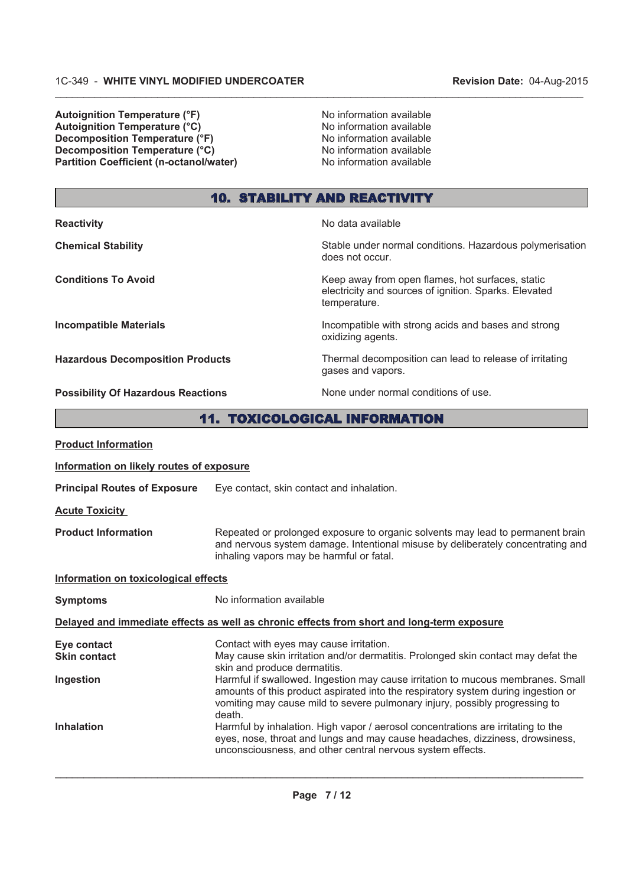| | |
|---|---|
| **Autoignition Temperature (°F)** | No information available |
| **Autoignition Temperature (°C)** | No information available |
| **Decomposition Temperature (°F)** | No information available |
| **Decomposition Temperature (°C)** | No information available |
| **Partition Coefficient (n-octanol/water)** | No information available |

## 10. STABILITY AND REACTIVITY

| | |
|---|---|
| **Reactivity** | No data available |
| **Chemical Stability** | Stable under normal conditions. Hazardous polymerisation does not occur. |
| **Conditions To Avoid** | Keep away from open flames, hot surfaces, static electricity and sources of ignition. Sparks. Elevated temperature. |
| **Incompatible Materials** | Incompatible with strong acids and bases and strong oxidizing agents. |
| **Hazardous Decomposition Products** | Thermal decomposition can lead to release of irritating gases and vapors. |
| **Possibility Of Hazardous Reactions** | None under normal conditions of use. |

## 11. TOXICOLOGICAL INFORMATION

**Product Information**

**Information on likely routes of exposure**

**Principal Routes of Exposure** Eye contact, skin contact and inhalation.

**Acute Toxicity**

**Product Information** Repeated or prolonged exposure to organic solvents may lead to permanent brain and nervous system damage. Intentional misuse by deliberately concentrating and inhaling vapors may be harmful or fatal.

**Information on toxicological effects**

**Symptoms** No information available

**Delayed and immediate effects as well as chronic effects from short and long-term exposure**

| | |
|---|---|
| **Eye contact** | Contact with eyes may cause irritation. |
| **Skin contact** | May cause skin irritation and/or dermatitis. Prolonged skin contact may defat the skin and produce dermatitis. |
| **Ingestion** | Harmful if swallowed. Ingestion may cause irritation to mucous membranes. Small amounts of this product aspirated into the respiratory system during ingestion or vomiting may cause mild to severe pulmonary injury, possibly progressing to death. |
| **Inhalation** | Harmful by inhalation. High vapor / aerosol concentrations are irritating to the eyes, nose, throat and lungs and may cause headaches, dizziness, drowsiness, unconsciousness, and other central nervous system effects. |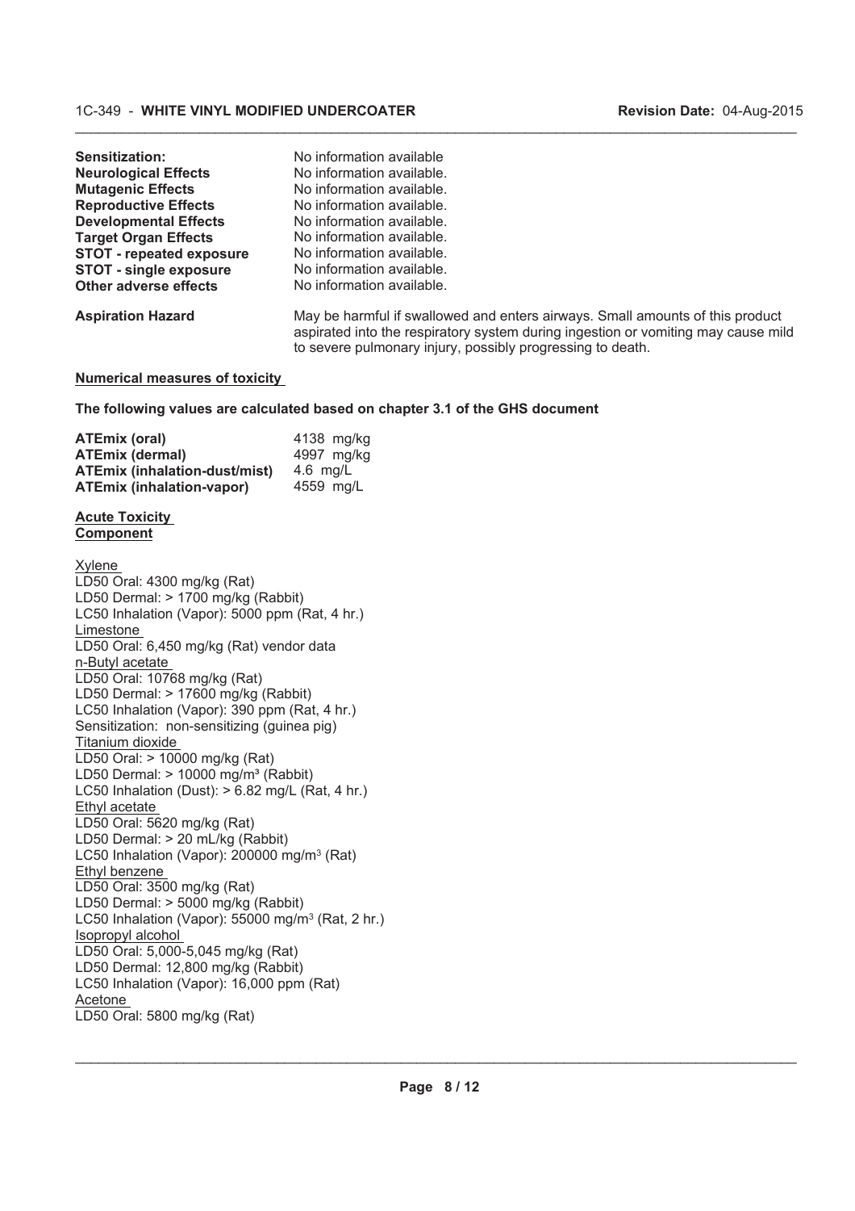| | |
|---|---|
| **Sensitization:** | No information available |
| **Neurological Effects** | No information available. |
| **Mutagenic Effects** | No information available. |
| **Reproductive Effects** | No information available. |
| **Developmental Effects** | No information available. |
| **Target Organ Effects** | No information available. |
| **STOT - repeated exposure** | No information available. |
| **STOT - single exposure** | No information available. |
| **Other adverse effects** | No information available. |
| **Aspiration Hazard** | May be harmful if swallowed and enters airways. Small amounts of this product aspirated into the respiratory system during ingestion or vomiting may cause mild to severe pulmonary injury, possibly progressing to death. |

**Numerical measures of toxicity**

**The following values are calculated based on chapter 3.1 of the GHS document**

| | |
|---|---|
| **ATEmix (oral)** | 4138 mg/kg |
| **ATEmix (dermal)** | 4997 mg/kg |
| **ATEmix (inhalation-dust/mist)** | 4.6 mg/L |
| **ATEmix (inhalation-vapor)** | 4559 mg/L |

**Acute Toxicity**
**Component**

Xylene
LD50 Oral: 4300 mg/kg (Rat)
LD50 Dermal: > 1700 mg/kg (Rabbit)
LC50 Inhalation (Vapor): 5000 ppm (Rat, 4 hr.)
Limestone
LD50 Oral: 6,450 mg/kg (Rat) vendor data
n-Butyl acetate
LD50 Oral: 10768 mg/kg (Rat)
LD50 Dermal: > 17600 mg/kg (Rabbit)
LC50 Inhalation (Vapor): 390 ppm (Rat, 4 hr.)
Sensitization: non-sensitizing (guinea pig)
Titanium dioxide
LD50 Oral: > 10000 mg/kg (Rat)
LD50 Dermal: > 10000 mg/m³ (Rabbit)
LC50 Inhalation (Dust): > 6.82 mg/L (Rat, 4 hr.)
Ethyl acetate
LD50 Oral: 5620 mg/kg (Rat)
LD50 Dermal: > 20 mL/kg (Rabbit)
LC50 Inhalation (Vapor): 200000 mg/m³ (Rat)
Ethyl benzene
LD50 Oral: 3500 mg/kg (Rat)
LD50 Dermal: > 5000 mg/kg (Rabbit)
LC50 Inhalation (Vapor): 55000 mg/m³ (Rat, 2 hr.)
Isopropyl alcohol
LD50 Oral: 5,000-5,045 mg/kg (Rat)
LD50 Dermal: 12,800 mg/kg (Rabbit)
LC50 Inhalation (Vapor): 16,000 ppm (Rat)
Acetone
LD50 Oral: 5800 mg/kg (Rat)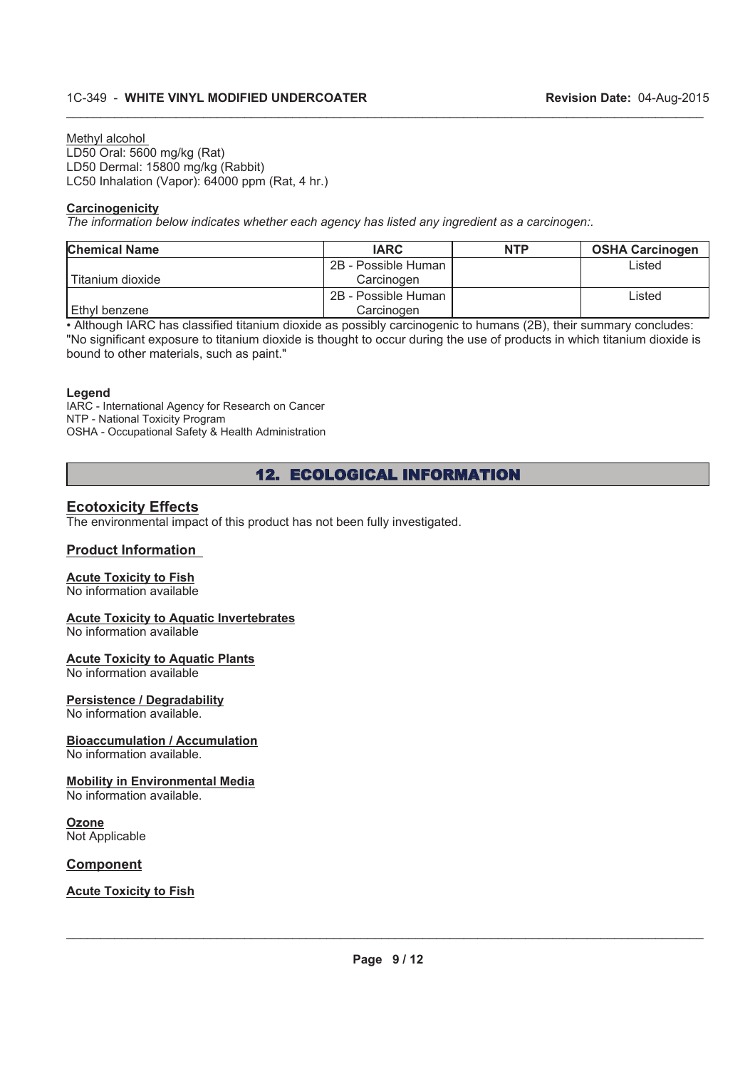Methyl alcohol
LD50 Oral: 5600 mg/kg (Rat)
LD50 Dermal: 15800 mg/kg (Rabbit)
LC50 Inhalation (Vapor): 64000 ppm (Rat, 4 hr.)

**Carcinogenicity**

*The information below indicates whether each agency has listed any ingredient as a carcinogen:.*

| Chemical Name | IARC | NTP | OSHA Carcinogen |
|---|---|---|---|
| Titanium dioxide | 2B - Possible Human Carcinogen | | Listed |
| Ethyl benzene | 2B - Possible Human Carcinogen | | Listed |

• Although IARC has classified titanium dioxide as possibly carcinogenic to humans (2B), their summary concludes: "No significant exposure to titanium dioxide is thought to occur during the use of products in which titanium dioxide is bound to other materials, such as paint."

**Legend**

IARC - International Agency for Research on Cancer
NTP - National Toxicity Program
OSHA - Occupational Safety & Health Administration

## 12. ECOLOGICAL INFORMATION

### Ecotoxicity Effects

The environmental impact of this product has not been fully investigated.

### Product Information

**Acute Toxicity to Fish**
No information available

**Acute Toxicity to Aquatic Invertebrates**
No information available

**Acute Toxicity to Aquatic Plants**
No information available

**Persistence / Degradability**
No information available.

**Bioaccumulation / Accumulation**
No information available.

**Mobility in Environmental Media**
No information available.

**Ozone**
Not Applicable

### Component

**Acute Toxicity to Fish**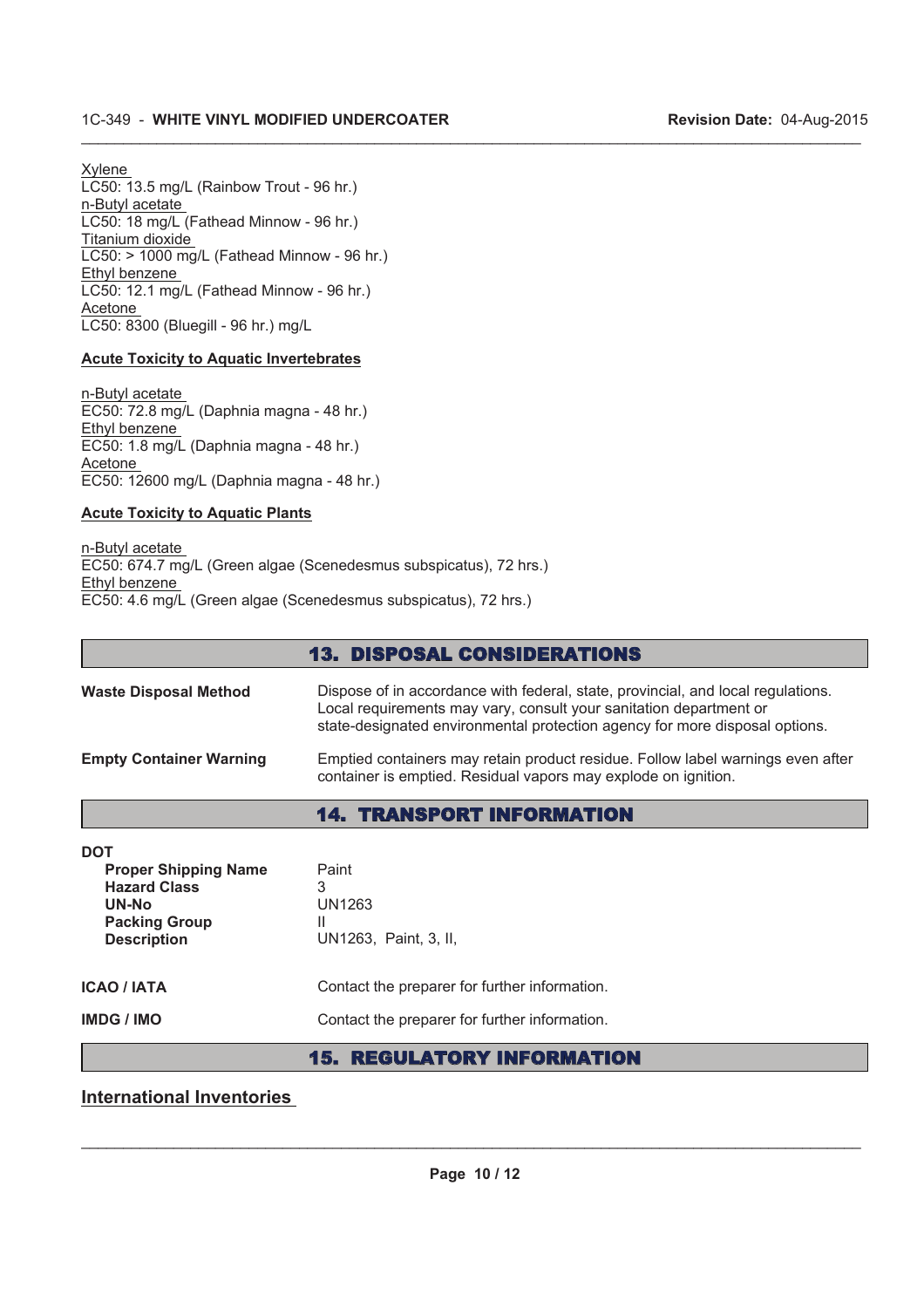Xylene
LC50: 13.5 mg/L (Rainbow Trout - 96 hr.)
n-Butyl acetate
LC50: 18 mg/L (Fathead Minnow - 96 hr.)
Titanium dioxide
LC50: > 1000 mg/L (Fathead Minnow - 96 hr.)
Ethyl benzene
LC50: 12.1 mg/L (Fathead Minnow - 96 hr.)
Acetone
LC50: 8300 (Bluegill - 96 hr.) mg/L

**Acute Toxicity to Aquatic Invertebrates**

n-Butyl acetate
EC50: 72.8 mg/L (Daphnia magna - 48 hr.)
Ethyl benzene
EC50: 1.8 mg/L (Daphnia magna - 48 hr.)
Acetone
EC50: 12600 mg/L (Daphnia magna - 48 hr.)

**Acute Toxicity to Aquatic Plants**

n-Butyl acetate
EC50: 674.7 mg/L (Green algae (Scenedesmus subspicatus), 72 hrs.)
Ethyl benzene
EC50: 4.6 mg/L (Green algae (Scenedesmus subspicatus), 72 hrs.)

## 13. DISPOSAL CONSIDERATIONS

**Waste Disposal Method**
Dispose of in accordance with federal, state, provincial, and local regulations. Local requirements may vary, consult your sanitation department or state-designated environmental protection agency for more disposal options.

**Empty Container Warning**
Emptied containers may retain product residue. Follow label warnings even after container is emptied. Residual vapors may explode on ignition.

## 14. TRANSPORT INFORMATION

**DOT**

| | |
|---|---|
| **Proper Shipping Name** | Paint |
| **Hazard Class** | 3 |
| **UN-No** | UN1263 |
| **Packing Group** | II |
| **Description** | UN1263, Paint, 3, II, |

**ICAO / IATA** Contact the preparer for further information.

**IMDG / IMO** Contact the preparer for further information.

## 15. REGULATORY INFORMATION

### International Inventories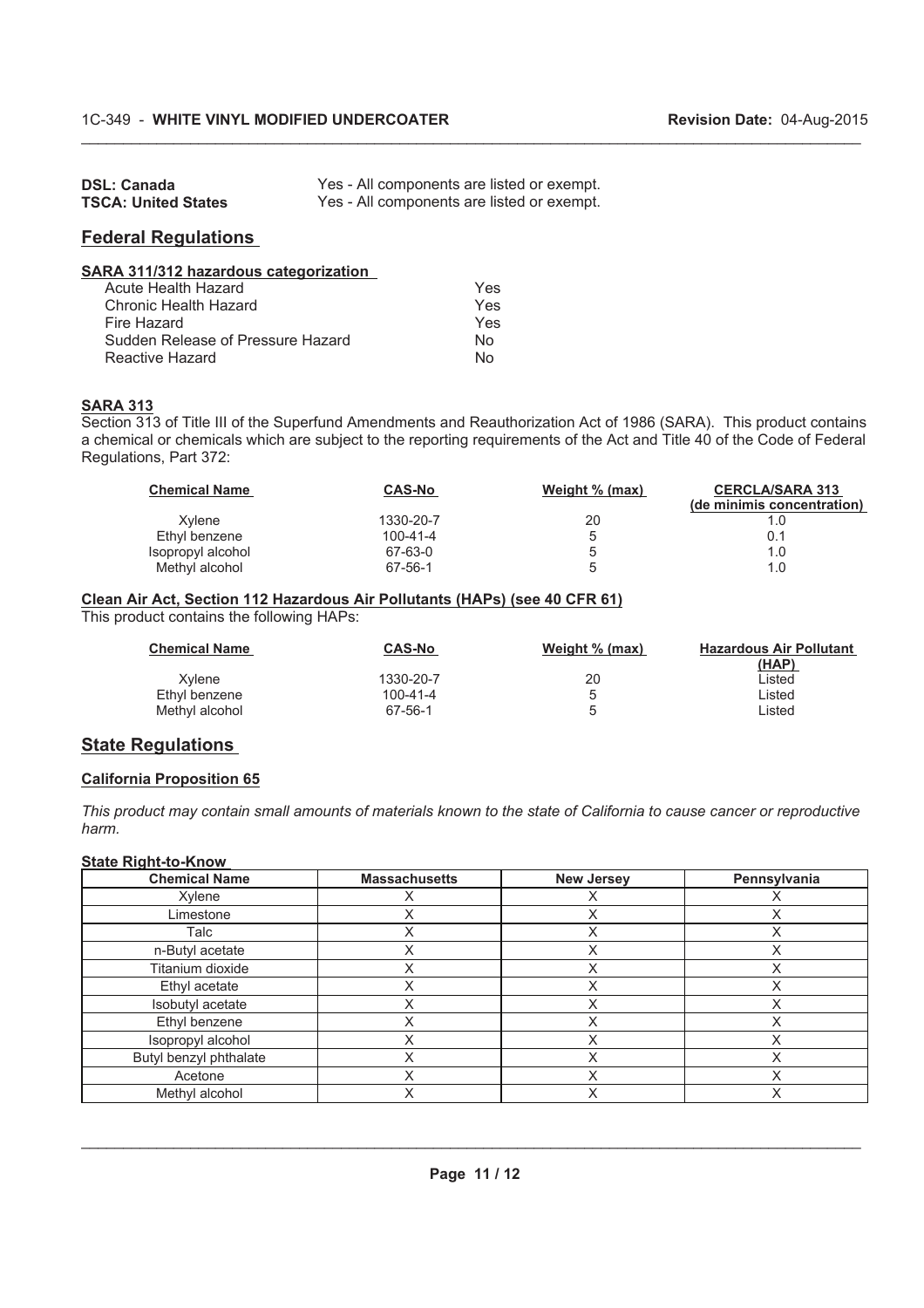| | |
|---|---|
| **DSL: Canada** | Yes - All components are listed or exempt. |
| **TSCA: United States** | Yes - All components are listed or exempt. |

## Federal Regulations

### SARA 311/312 hazardous categorization

| | |
|---|---|
| Acute Health Hazard | Yes |
| Chronic Health Hazard | Yes |
| Fire Hazard | Yes |
| Sudden Release of Pressure Hazard | No |
| Reactive Hazard | No |

### SARA 313

Section 313 of Title III of the Superfund Amendments and Reauthorization Act of 1986 (SARA). This product contains a chemical or chemicals which are subject to the reporting requirements of the Act and Title 40 of the Code of Federal Regulations, Part 372:

| Chemical Name | CAS-No | Weight % (max) | CERCLA/SARA 313 (de minimis concentration) |
|---|---|---|---|
| Xylene | 1330-20-7 | 20 | 1.0 |
| Ethyl benzene | 100-41-4 | 5 | 0.1 |
| Isopropyl alcohol | 67-63-0 | 5 | 1.0 |
| Methyl alcohol | 67-56-1 | 5 | 1.0 |

### Clean Air Act, Section 112 Hazardous Air Pollutants (HAPs) (see 40 CFR 61)

This product contains the following HAPs:

| Chemical Name | CAS-No | Weight % (max) | Hazardous Air Pollutant (HAP) |
|---|---|---|---|
| Xylene | 1330-20-7 | 20 | Listed |
| Ethyl benzene | 100-41-4 | 5 | Listed |
| Methyl alcohol | 67-56-1 | 5 | Listed |

## State Regulations

### California Proposition 65

*This product may contain small amounts of materials known to the state of California to cause cancer or reproductive harm.*

### State Right-to-Know

| Chemical Name | Massachusetts | New Jersey | Pennsylvania |
|---|---|---|---|
| Xylene | X | X | X |
| Limestone | X | X | X |
| Talc | X | X | X |
| n-Butyl acetate | X | X | X |
| Titanium dioxide | X | X | X |
| Ethyl acetate | X | X | X |
| Isobutyl acetate | X | X | X |
| Ethyl benzene | X | X | X |
| Isopropyl alcohol | X | X | X |
| Butyl benzyl phthalate | X | X | X |
| Acetone | X | X | X |
| Methyl alcohol | X | X | X |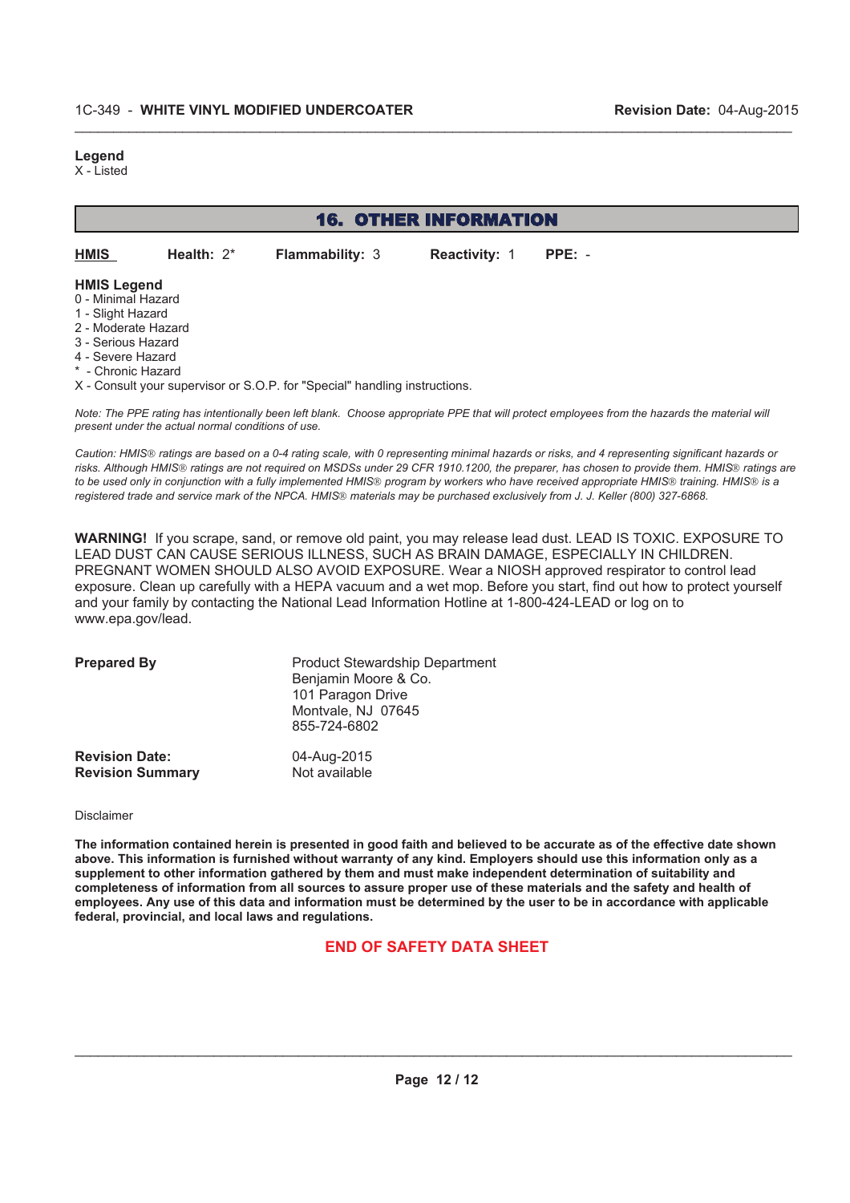**Legend**
X - Listed

## 16. OTHER INFORMATION

| HMIS | Health: 2* | Flammability: 3 | Reactivity: 1 | PPE: - |
|---|---|---|---|---|

**HMIS Legend**
0 - Minimal Hazard
1 - Slight Hazard
2 - Moderate Hazard
3 - Serious Hazard
4 - Severe Hazard
* - Chronic Hazard
X - Consult your supervisor or S.O.P. for "Special" handling instructions.

*Note: The PPE rating has intentionally been left blank. Choose appropriate PPE that will protect employees from the hazards the material will present under the actual normal conditions of use.*

*Caution: HMIS® ratings are based on a 0-4 rating scale, with 0 representing minimal hazards or risks, and 4 representing significant hazards or risks. Although HMIS® ratings are not required on MSDSs under 29 CFR 1910.1200, the preparer, has chosen to provide them. HMIS® ratings are to be used only in conjunction with a fully implemented HMIS® program by workers who have received appropriate HMIS® training. HMIS® is a registered trade and service mark of the NPCA. HMIS® materials may be purchased exclusively from J. J. Keller (800) 327-6868.*

**WARNING!** If you scrape, sand, or remove old paint, you may release lead dust. LEAD IS TOXIC. EXPOSURE TO LEAD DUST CAN CAUSE SERIOUS ILLNESS, SUCH AS BRAIN DAMAGE, ESPECIALLY IN CHILDREN. PREGNANT WOMEN SHOULD ALSO AVOID EXPOSURE. Wear a NIOSH approved respirator to control lead exposure. Clean up carefully with a HEPA vacuum and a wet mop. Before you start, find out how to protect yourself and your family by contacting the National Lead Information Hotline at 1-800-424-LEAD or log on to www.epa.gov/lead.

| | |
|---|---|
| **Prepared By** | Product Stewardship Department<br>Benjamin Moore & Co.<br>101 Paragon Drive<br>Montvale, NJ 07645<br>855-724-6802 |
| **Revision Date:** | 04-Aug-2015 |
| **Revision Summary** | Not available |

Disclaimer

**The information contained herein is presented in good faith and believed to be accurate as of the effective date shown above. This information is furnished without warranty of any kind. Employers should use this information only as a supplement to other information gathered by them and must make independent determination of suitability and completeness of information from all sources to assure proper use of these materials and the safety and health of employees. Any use of this data and information must be determined by the user to be in accordance with applicable federal, provincial, and local laws and regulations.**

**END OF SAFETY DATA SHEET**